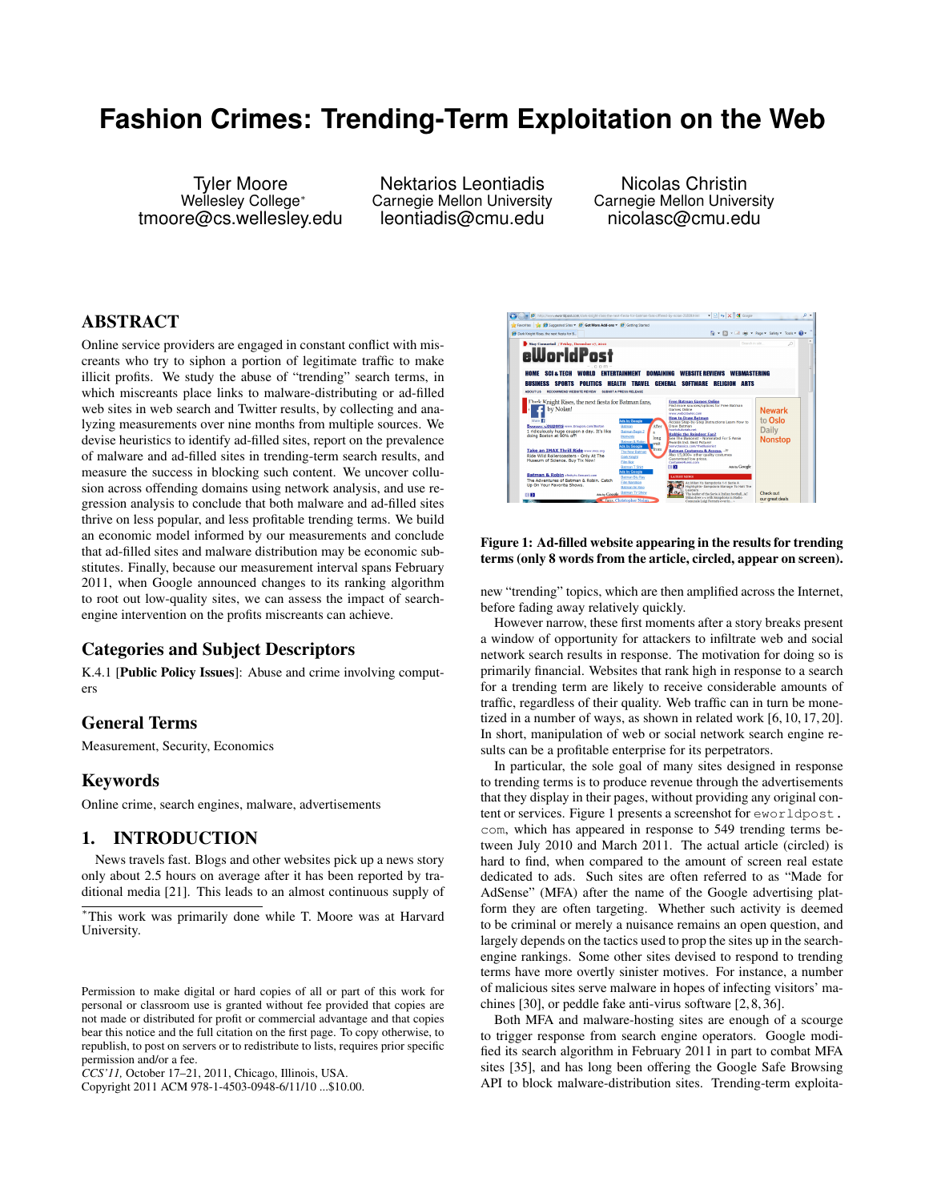# Fashion Crimes: Trending-Term Exploitation on the Web

Tyler Moore
Wellesley College*
tmoore@cs.wellesley.edu

Nektarios Leontiadis
Carnegie Mellon University
leontiadis@cmu.edu

Nicolas Christin
Carnegie Mellon University
nicolasc@cmu.edu

## ABSTRACT

Online service providers are engaged in constant conflict with miscreants who try to siphon a portion of legitimate traffic to make illicit profits. We study the abuse of "trending" search terms, in which miscreants place links to malware-distributing or ad-filled web sites in web search and Twitter results, by collecting and analyzing measurements over nine months from multiple sources. We devise heuristics to identify ad-filled sites, report on the prevalence of malware and ad-filled sites in trending-term search results, and measure the success in blocking such content. We uncover collusion across offending domains using network analysis, and use regression analysis to conclude that both malware and ad-filled sites thrive on less popular, and less profitable trending terms. We build an economic model informed by our measurements and conclude that ad-filled sites and malware distribution may be economic substitutes. Finally, because our measurement interval spans February 2011, when Google announced changes to its ranking algorithm to root out low-quality sites, we can assess the impact of search-engine intervention on the profits miscreants can achieve.

## Categories and Subject Descriptors

K.4.1 [**Public Policy Issues**]: Abuse and crime involving computers

## General Terms

Measurement, Security, Economics

## Keywords

Online crime, search engines, malware, advertisements

## 1. INTRODUCTION

News travels fast. Blogs and other websites pick up a news story only about 2.5 hours on average after it has been reported by traditional media [21]. This leads to an almost continuous supply of new "trending" topics, which are then amplified across the Internet, before fading away relatively quickly.

However narrow, these first moments after a story breaks present a window of opportunity for attackers to infiltrate web and social network search results in response. The motivation for doing so is primarily financial. Websites that rank high in response to a search for a trending term are likely to receive considerable amounts of traffic, regardless of their quality. Web traffic can in turn be monetized in a number of ways, as shown in related work [6, 10, 17, 20]. In short, manipulation of web or social network search engine results can be a profitable enterprise for its perpetrators.

In particular, the sole goal of many sites designed in response to trending terms is to produce revenue through the advertisements that they display in their pages, without providing any original content or services. Figure 1 presents a screenshot for `eworldpost.com`, which has appeared in response to 549 trending terms between July 2010 and March 2011. The actual article (circled) is hard to find, when compared to the amount of screen real estate dedicated to ads. Such sites are often referred to as "Made for AdSense" (MFA) after the name of the Google advertising platform they are often targeting. Whether such activity is deemed to be criminal or merely a nuisance remains an open question, and largely depends on the tactics used to prop the sites up in the search-engine rankings. Some other sites devised to respond to trending terms have more overtly sinister motives. For instance, a number of malicious sites serve malware in hopes of infecting visitors' machines [30], or peddle fake anti-virus software [2, 8, 36].

Both MFA and malware-hosting sites are enough of a scourge to trigger response from search engine operators. Google modified its search algorithm in February 2011 in part to combat MFA sites [35], and has long been offering the Google Safe Browsing API to block malware-distribution sites. Trending-term exploita-

**Figure 1: Ad-filled website appearing in the results for trending terms (only 8 words from the article, circled, appear on screen).**

*This work was primarily done while T. Moore was at Harvard University.

Permission to make digital or hard copies of all or part of this work for personal or classroom use is granted without fee provided that copies are not made or distributed for profit or commercial advantage and that copies bear this notice and the full citation on the first page. To copy otherwise, to republish, to post on servers or to redistribute to lists, requires prior specific permission and/or a fee.
*CCS'11,* October 17–21, 2011, Chicago, Illinois, USA.
Copyright 2011 ACM 978-1-4503-0948-6/11/10 ...$10.00.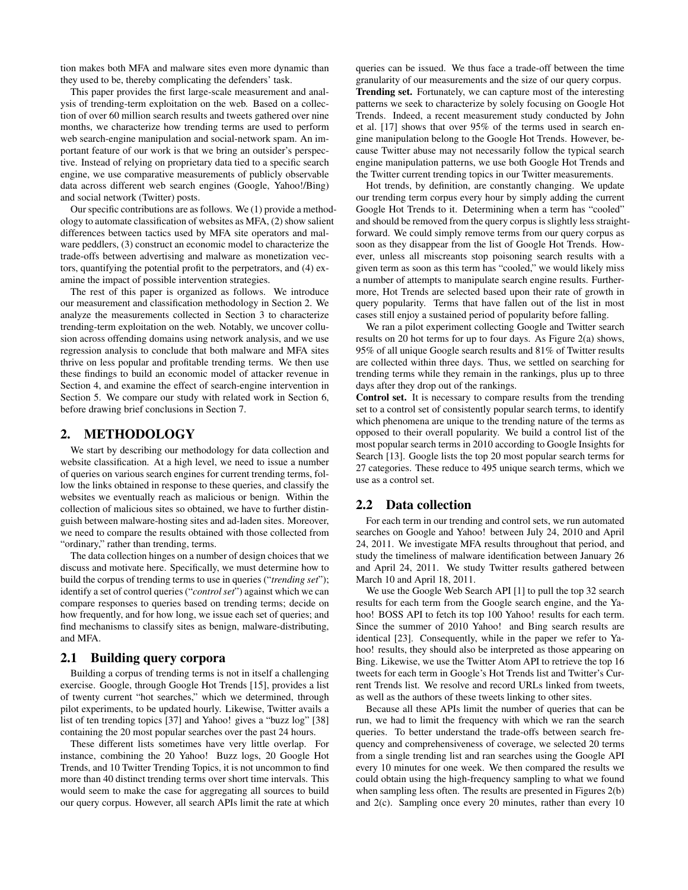tion makes both MFA and malware sites even more dynamic than they used to be, thereby complicating the defenders' task.

This paper provides the first large-scale measurement and analysis of trending-term exploitation on the web. Based on a collection of over 60 million search results and tweets gathered over nine months, we characterize how trending terms are used to perform web search-engine manipulation and social-network spam. An important feature of our work is that we bring an outsider's perspective. Instead of relying on proprietary data tied to a specific search engine, we use comparative measurements of publicly observable data across different web search engines (Google, Yahoo!/Bing) and social network (Twitter) posts.

Our specific contributions are as follows. We (1) provide a methodology to automate classification of websites as MFA, (2) show salient differences between tactics used by MFA site operators and malware peddlers, (3) construct an economic model to characterize the trade-offs between advertising and malware as monetization vectors, quantifying the potential profit to the perpetrators, and (4) examine the impact of possible intervention strategies.

The rest of this paper is organized as follows. We introduce our measurement and classification methodology in Section 2. We analyze the measurements collected in Section 3 to characterize trending-term exploitation on the web. Notably, we uncover collusion across offending domains using network analysis, and we use regression analysis to conclude that both malware and MFA sites thrive on less popular and profitable trending terms. We then use these findings to build an economic model of attacker revenue in Section 4, and examine the effect of search-engine intervention in Section 5. We compare our study with related work in Section 6, before drawing brief conclusions in Section 7.

## 2. METHODOLOGY

We start by describing our methodology for data collection and website classification. At a high level, we need to issue a number of queries on various search engines for current trending terms, follow the links obtained in response to these queries, and classify the websites we eventually reach as malicious or benign. Within the collection of malicious sites so obtained, we have to further distinguish between malware-hosting sites and ad-laden sites. Moreover, we need to compare the results obtained with those collected from "ordinary," rather than trending, terms.

The data collection hinges on a number of design choices that we discuss and motivate here. Specifically, we must determine how to build the corpus of trending terms to use in queries ("*trending set*"); identify a set of control queries ("*control set*") against which we can compare responses to queries based on trending terms; decide on how frequently, and for how long, we issue each set of queries; and find mechanisms to classify sites as benign, malware-distributing, and MFA.

### 2.1 Building query corpora

Building a corpus of trending terms is not in itself a challenging exercise. Google, through Google Hot Trends [15], provides a list of twenty current "hot searches," which we determined, through pilot experiments, to be updated hourly. Likewise, Twitter avails a list of ten trending topics [37] and Yahoo! gives a "buzz log" [38] containing the 20 most popular searches over the past 24 hours.

These different lists sometimes have very little overlap. For instance, combining the 20 Yahoo! Buzz logs, 20 Google Hot Trends, and 10 Twitter Trending Topics, it is not uncommon to find more than 40 distinct trending terms over short time intervals. This would seem to make the case for aggregating all sources to build our query corpus. However, all search APIs limit the rate at which queries can be issued. We thus face a trade-off between the time granularity of our measurements and the size of our query corpus.

**Trending set.** Fortunately, we can capture most of the interesting patterns we seek to characterize by solely focusing on Google Hot Trends. Indeed, a recent measurement study conducted by John et al. [17] shows that over 95% of the terms used in search engine manipulation belong to the Google Hot Trends. However, because Twitter abuse may not necessarily follow the typical search engine manipulation patterns, we use both Google Hot Trends and the Twitter current trending topics in our Twitter measurements.

Hot trends, by definition, are constantly changing. We update our trending term corpus every hour by simply adding the current Google Hot Trends to it. Determining when a term has "cooled" and should be removed from the query corpus is slightly less straightforward. We could simply remove terms from our query corpus as soon as they disappear from the list of Google Hot Trends. However, unless all miscreants stop poisoning search results with a given term as soon as this term has "cooled," we would likely miss a number of attempts to manipulate search engine results. Furthermore, Hot Trends are selected based upon their rate of growth in query popularity. Terms that have fallen out of the list in most cases still enjoy a sustained period of popularity before falling.

We ran a pilot experiment collecting Google and Twitter search results on 20 hot terms for up to four days. As Figure 2(a) shows, 95% of all unique Google search results and 81% of Twitter results are collected within three days. Thus, we settled on searching for trending terms while they remain in the rankings, plus up to three days after they drop out of the rankings.

**Control set.** It is necessary to compare results from the trending set to a control set of consistently popular search terms, to identify which phenomena are unique to the trending nature of the terms as opposed to their overall popularity. We build a control list of the most popular search terms in 2010 according to Google Insights for Search [13]. Google lists the top 20 most popular search terms for 27 categories. These reduce to 495 unique search terms, which we use as a control set.

### 2.2 Data collection

For each term in our trending and control sets, we run automated searches on Google and Yahoo! between July 24, 2010 and April 24, 2011. We investigate MFA results throughout that period, and study the timeliness of malware identification between January 26 and April 24, 2011. We study Twitter results gathered between March 10 and April 18, 2011.

We use the Google Web Search API [1] to pull the top 32 search results for each term from the Google search engine, and the Yahoo! BOSS API to fetch its top 100 Yahoo! results for each term. Since the summer of 2010 Yahoo! and Bing search results are identical [23]. Consequently, while in the paper we refer to Yahoo! results, they should also be interpreted as those appearing on Bing. Likewise, we use the Twitter Atom API to retrieve the top 16 tweets for each term in Google's Hot Trends list and Twitter's Current Trends list. We resolve and record URLs linked from tweets, as well as the authors of these tweets linking to other sites.

Because all these APIs limit the number of queries that can be run, we had to limit the frequency with which we ran the search queries. To better understand the trade-offs between search frequency and comprehensiveness of coverage, we selected 20 terms from a single trending list and ran searches using the Google API every 10 minutes for one week. We then compared the results we could obtain using the high-frequency sampling to what we found when sampling less often. The results are presented in Figures 2(b) and 2(c). Sampling once every 20 minutes, rather than every 10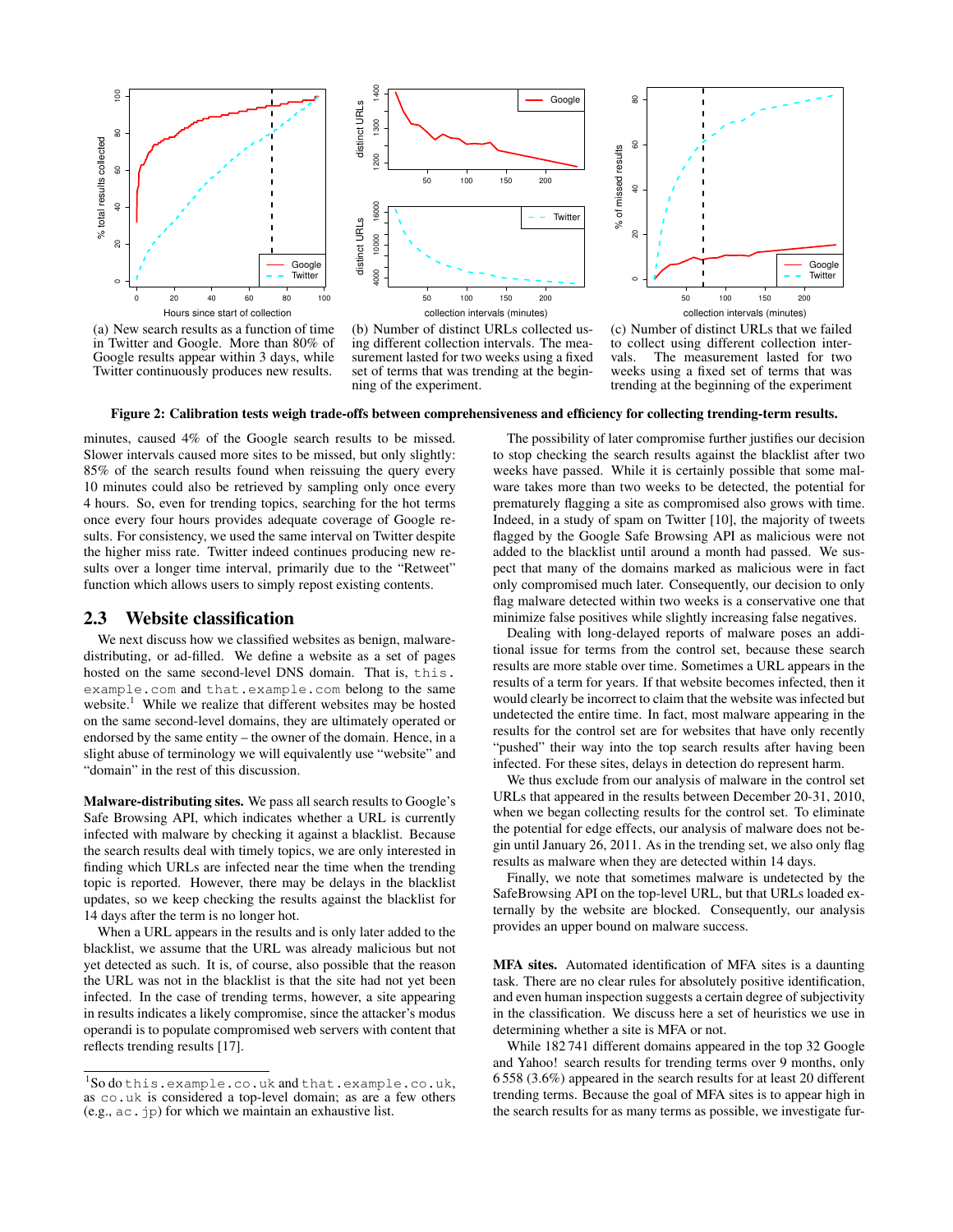(a) New search results as a function of time in Twitter and Google. More than 80% of Google results appear within 3 days, while Twitter continuously produces new results.

(b) Number of distinct URLs collected using different collection intervals. The measurement lasted for two weeks using a fixed set of terms that was trending at the beginning of the experiment.

(c) Number of distinct URLs that we failed to collect using different collection intervals. The measurement lasted for two weeks using a fixed set of terms that was trending at the beginning of the experiment

**Figure 2: Calibration tests weigh trade-offs between comprehensiveness and efficiency for collecting trending-term results.**

minutes, caused 4% of the Google search results to be missed. Slower intervals caused more sites to be missed, but only slightly: 85% of the search results found when reissuing the query every 10 minutes could also be retrieved by sampling only once every 4 hours. So, even for trending topics, searching for the hot terms once every four hours provides adequate coverage of Google results. For consistency, we used the same interval on Twitter despite the higher miss rate. Twitter indeed continues producing new results over a longer time interval, primarily due to the "Retweet" function which allows users to simply repost existing contents.

## 2.3 Website classification

We next discuss how we classified websites as benign, malware-distributing, or ad-filled. We define a website as a set of pages hosted on the same second-level DNS domain. That is, `this.example.com` and `that.example.com` belong to the same website.[1] While we realize that different websites may be hosted on the same second-level domains, they are ultimately operated or endorsed by the same entity – the owner of the domain. Hence, in a slight abuse of terminology we will equivalently use "website" and "domain" in the rest of this discussion.

**Malware-distributing sites.** We pass all search results to Google's Safe Browsing API, which indicates whether a URL is currently infected with malware by checking it against a blacklist. Because the search results deal with timely topics, we are only interested in finding which URLs are infected near the time when the trending topic is reported. However, there may be delays in the blacklist updates, so we keep checking the results against the blacklist for 14 days after the term is no longer hot.

When a URL appears in the results and is only later added to the blacklist, we assume that the URL was already malicious but not yet detected as such. It is, of course, also possible that the reason the URL was not in the blacklist is that the site had not yet been infected. In the case of trending terms, however, a site appearing in results indicates a likely compromise, since the attacker's modus operandi is to populate compromised web servers with content that reflects trending results [17].

[1] So do `this.example.co.uk` and `that.example.co.uk`, as `co.uk` is considered a top-level domain; as are a few others (e.g., `ac.jp`) for which we maintain an exhaustive list.

The possibility of later compromise further justifies our decision to stop checking the search results against the blacklist after two weeks have passed. While it is certainly possible that some malware takes more than two weeks to be detected, the potential for prematurely flagging a site as compromised also grows with time. Indeed, in a study of spam on Twitter [10], the majority of tweets flagged by the Google Safe Browsing API as malicious were not added to the blacklist until around a month had passed. We suspect that many of the domains marked as malicious were in fact only compromised much later. Consequently, our decision to only flag malware detected within two weeks is a conservative one that minimize false positives while slightly increasing false negatives.

Dealing with long-delayed reports of malware poses an additional issue for terms from the control set, because these search results are more stable over time. Sometimes a URL appears in the results of a term for years. If that website becomes infected, then it would clearly be incorrect to claim that the website was infected but undetected the entire time. In fact, most malware appearing in the results for the control set are for websites that have only recently "pushed" their way into the top search results after having been infected. For these sites, delays in detection do represent harm.

We thus exclude from our analysis of malware in the control set URLs that appeared in the results between December 20-31, 2010, when we began collecting results for the control set. To eliminate the potential for edge effects, our analysis of malware does not begin until January 26, 2011. As in the trending set, we also only flag results as malware when they are detected within 14 days.

Finally, we note that sometimes malware is undetected by the SafeBrowsing API on the top-level URL, but that URLs loaded externally by the website are blocked. Consequently, our analysis provides an upper bound on malware success.

**MFA sites.** Automated identification of MFA sites is a daunting task. There are no clear rules for absolutely positive identification, and even human inspection suggests a certain degree of subjectivity in the classification. We discuss here a set of heuristics we use in determining whether a site is MFA or not.

While 182 741 different domains appeared in the top 32 Google and Yahoo! search results for trending terms over 9 months, only 6 558 (3.6%) appeared in the search results for at least 20 different trending terms. Because the goal of MFA sites is to appear high in the search results for as many terms as possible, we investigate fur-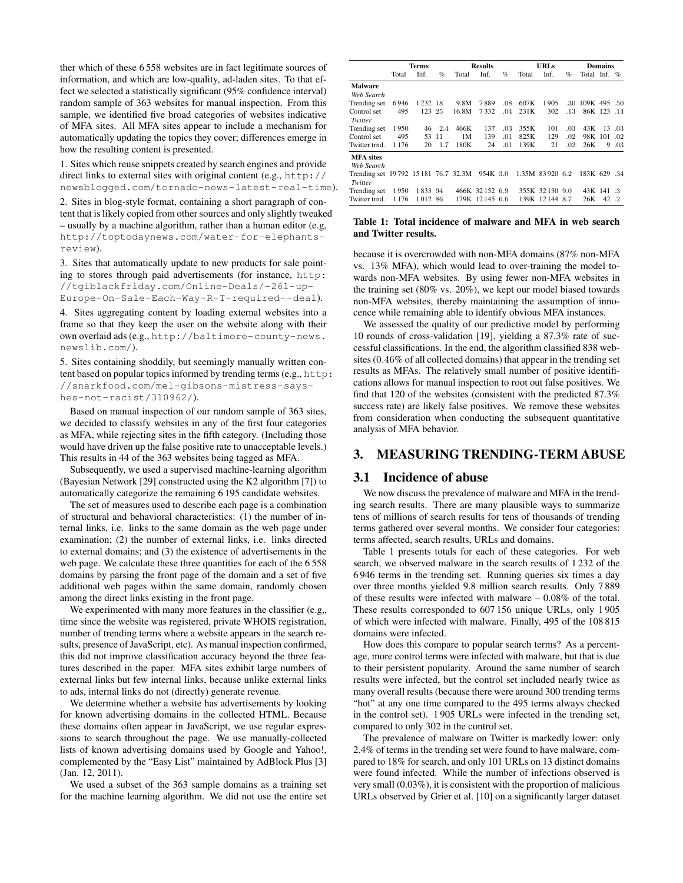ther which of these 6 558 websites are in fact legitimate sources of information, and which are low-quality, ad-laden sites. To that effect we selected a statistically significant (95% confidence interval) random sample of 363 websites for manual inspection. From this sample, we identified five broad categories of websites indicative of MFA sites. All MFA sites appear to include a mechanism for automatically updating the topics they cover; differences emerge in how the resulting content is presented.

1. Sites which reuse snippets created by search engines and provide direct links to external sites with original content (e.g., `http://newsblogged.com/tornado-news-latest-real-time`).

2. Sites in blog-style format, containing a short paragraph of content that is likely copied from other sources and only slightly tweaked – usually by a machine algorithm, rather than a human editor (e.g, `http://toptodaynews.com/water-for-elephants-review`).

3. Sites that automatically update to new products for sale pointing to stores through paid advertisements (for instance, `http://tgiblackfriday.com/Online-Deals/-261-up-Europe-On-Sale-Each-Way-R-T-required--deal`).

4. Sites aggregating content by loading external websites into a frame so that they keep the user on the website along with their own overlaid ads (e.g., `http://baltimore-county-news.newslib.com/`).

5. Sites containing shoddily, but seemingly manually written content based on popular topics informed by trending terms (e.g., `http://snarkfood.com/mel-gibsons-mistress-says-hes-not-racist/310962/`).

Based on manual inspection of our random sample of 363 sites, we decided to classify websites in any of the first four categories as MFA, while rejecting sites in the fifth category. (Including those would have driven up the false positive rate to unacceptable levels.) This results in 44 of the 363 websites being tagged as MFA.

Subsequently, we used a supervised machine-learning algorithm (Bayesian Network [29] constructed using the K2 algorithm [7]) to automatically categorize the remaining 6 195 candidate websites.

The set of measures used to describe each page is a combination of structural and behavioral characteristics: (1) the number of internal links, i.e. links to the same domain as the web page under examination; (2) the number of external links, i.e. links directed to external domains; and (3) the existence of advertisements in the web page. We calculate these three quantities for each of the 6 558 domains by parsing the front page of the domain and a set of five additional web pages within the same domain, randomly chosen among the direct links existing in the front page.

We experimented with many more features in the classifier (e.g,, time since the website was registered, private WHOIS registration, number of trending terms where a website appears in the search results, presence of JavaScript, etc). As manual inspection confirmed, this did not improve classification accuracy beyond the three features described in the paper. MFA sites exhibit large numbers of external links but few internal links, because unlike external links to ads, internal links do not (directly) generate revenue.

We determine whether a website has advertisements by looking for known advertising domains in the collected HTML. Because these domains often appear in JavaScript, we use regular expressions to search throughout the page. We use manually-collected lists of known advertising domains used by Google and Yahoo!, complemented by the "Easy List" maintained by AdBlock Plus [3] (Jan. 12, 2011).

We used a subset of the 363 sample domains as a training set for the machine learning algorithm. We did not use the entire set because it is overcrowded with non-MFA domains (87% non-MFA vs. 13% MFA), which would lead to over-training the model towards non-MFA websites. By using fewer non-MFA websites in the training set (80% vs. 20%), we kept our model biased towards non-MFA websites, thereby maintaining the assumption of innocence while remaining able to identify obvious MFA instances.

We assessed the quality of our predictive model by performing 10 rounds of cross-validation [19], yielding a 87.3% rate of successful classifications. In the end, the algorithm classified 838 websites (0.46% of all collected domains) that appear in the trending set results as MFAs. The relatively small number of positive identifications allows for manual inspection to root out false positives. We find that 120 of the websites (consistent with the predicted 87.3% success rate) are likely false positives. We remove these websites from consideration when conducting the subsequent quantitative analysis of MFA behavior.

| | Terms | | | Results | | | URLs | | | Domains | | |
|---|---|---|---|---|---|---|---|---|---|---|---|---|
| | Total | Inf. | % | Total | Inf. | % | Total | Inf. | % | Total | Inf. | % |
| **Malware** | | | | | | | | | | | | |
| *Web Search* | | | | | | | | | | | | |
| Trending set | 6 946 | 1 232 | 18 | 9.8M | 7 889 | .08 | 607K | 1 905 | .30 | 109K | 495 | .50 |
| Control set | 495 | 123 | 25 | 16.8M | 7 332 | .04 | 231K | 302 | .13 | 86K | 123 | .14 |
| *Twitter* | | | | | | | | | | | | |
| Trending set | 1 950 | 46 | 2.4 | 466K | 137 | .03 | 355K | 101 | .03 | 43K | 13 | .03 |
| Control set | 495 | 53 | 11 | 1M | 139 | .01 | 825K | 129 | .02 | 98K | 101 | .02 |
| Twitter trnd. | 1 176 | 20 | 1.7 | 180K | 24 | .01 | 139K | 21 | .02 | 26K | 9 | .03 |
| **MFA sites** | | | | | | | | | | | | |
| *Web Search* | | | | | | | | | | | | |
| Trending set | 19 792 | 15 181 | 76.7 | 32.3M | 954K | 3.0 | 1.35M | 83 920 | 6.2 | 183K | 629 | .34 |
| *Twitter* | | | | | | | | | | | | |
| Trending set | 1 950 | 1 833 | 94 | 466K | 32 152 | 6.9 | 355K | 32 130 | 9.0 | 43K | 141 | .3 |
| Twitter trnd. | 1 176 | 1 012 | 86 | 179K | 12 145 | 6.6 | 139K | 12 144 | 8.7 | 26K | 42 | .2 |

**Table 1: Total incidence of malware and MFA in web search and Twitter results.**

## 3. MEASURING TRENDING-TERM ABUSE

### 3.1 Incidence of abuse

We now discuss the prevalence of malware and MFA in the trending search results. There are many plausible ways to summarize tens of millions of search results for tens of thousands of trending terms gathered over several months. We consider four categories: terms affected, search results, URLs and domains.

Table 1 presents totals for each of these categories. For web search, we observed malware in the search results of 1 232 of the 6 946 terms in the trending set. Running queries six times a day over three months yielded 9.8 million search results. Only 7 889 of these results were infected with malware – 0.08% of the total. These results corresponded to 607 156 unique URLs, only 1 905 of which were infected with malware. Finally, 495 of the 108 815 domains were infected.

How does this compare to popular search terms? As a percentage, more control terms were infected with malware, but that is due to their persistent popularity. Around the same number of search results were infected, but the control set included nearly twice as many overall results (because there were around 300 trending terms "hot" at any one time compared to the 495 terms always checked in the control set). 1 905 URLs were infected in the trending set, compared to only 302 in the control set.

The prevalence of malware on Twitter is markedly lower: only 2.4% of terms in the trending set were found to have malware, compared to 18% for search, and only 101 URLs on 13 distinct domains were found infected. While the number of infections observed is very small (0.03%), it is consistent with the proportion of malicious URLs observed by Grier et al. [10] on a significantly larger dataset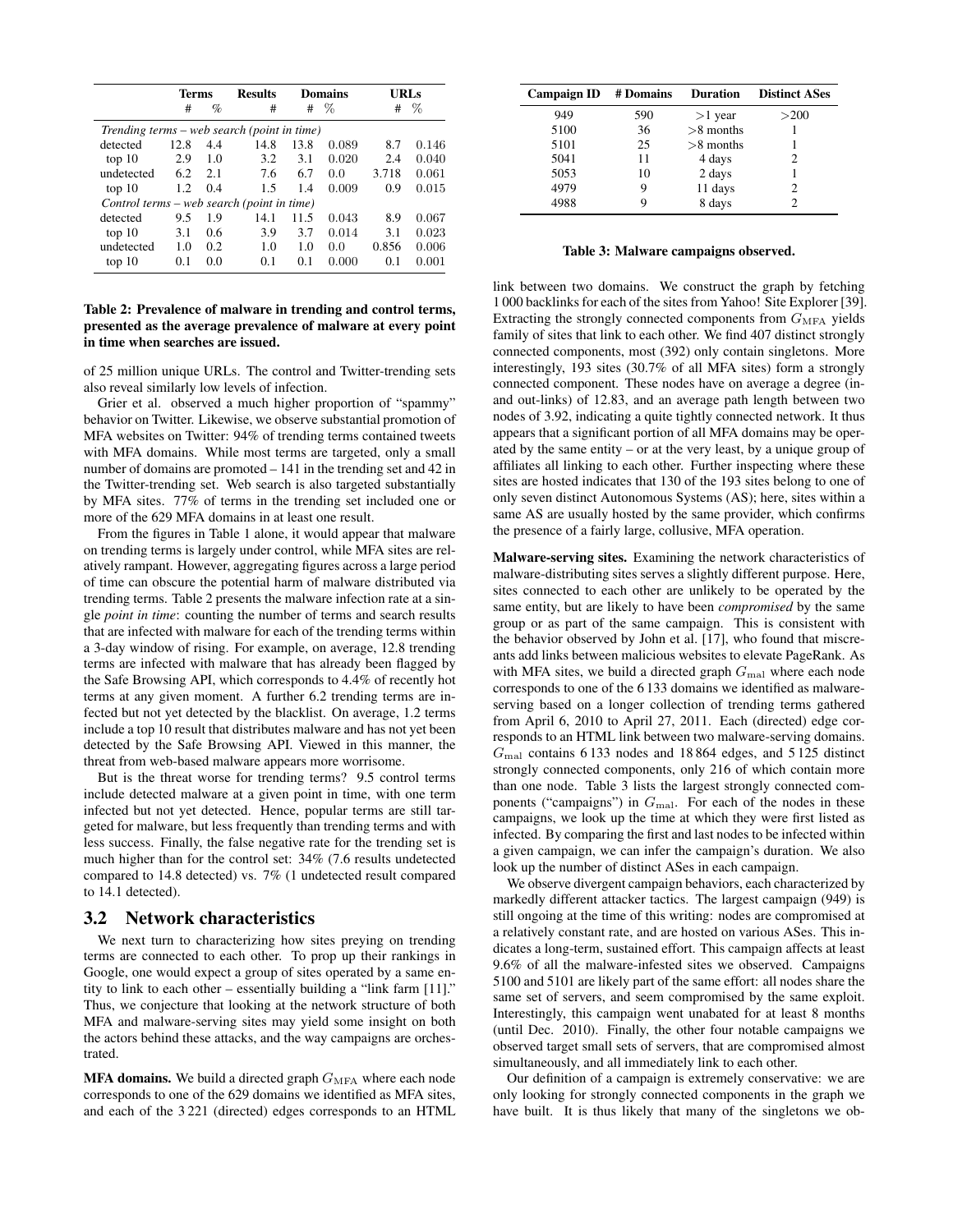| | Terms | | Results | Domains | | URLs | |
|---|---|---|---|---|---|---|---|
| | # | % | # | # | % | # | % |
| *Trending terms – web search (point in time)* | | | | | | | |
| detected | 12.8 | 4.4 | 14.8 | 13.8 | 0.089 | 8.7 | 0.146 |
| top 10 | 2.9 | 1.0 | 3.2 | 3.1 | 0.020 | 2.4 | 0.040 |
| undetected | 6.2 | 2.1 | 7.6 | 6.7 | 0.0 | 3.718 | 0.061 |
| top 10 | 1.2 | 0.4 | 1.5 | 1.4 | 0.009 | 0.9 | 0.015 |
| *Control terms – web search (point in time)* | | | | | | | |
| detected | 9.5 | 1.9 | 14.1 | 11.5 | 0.043 | 8.9 | 0.067 |
| top 10 | 3.1 | 0.6 | 3.9 | 3.7 | 0.014 | 3.1 | 0.023 |
| undetected | 1.0 | 0.2 | 1.0 | 1.0 | 0.0 | 0.856 | 0.006 |
| top 10 | 0.1 | 0.0 | 0.1 | 0.1 | 0.000 | 0.1 | 0.001 |

**Table 2: Prevalence of malware in trending and control terms, presented as the average prevalence of malware at every point in time when searches are issued.**

of 25 million unique URLs. The control and Twitter-trending sets also reveal similarly low levels of infection.

Grier et al. observed a much higher proportion of "spammy" behavior on Twitter. Likewise, we observe substantial promotion of MFA websites on Twitter: 94% of trending terms contained tweets with MFA domains. While most terms are targeted, only a small number of domains are promoted – 141 in the trending set and 42 in the Twitter-trending set. Web search is also targeted substantially by MFA sites. 77% of terms in the trending set included one or more of the 629 MFA domains in at least one result.

From the figures in Table 1 alone, it would appear that malware on trending terms is largely under control, while MFA sites are relatively rampant. However, aggregating figures across a large period of time can obscure the potential harm of malware distributed via trending terms. Table 2 presents the malware infection rate at a single *point in time*: counting the number of terms and search results that are infected with malware for each of the trending terms within a 3-day window of rising. For example, on average, 12.8 trending terms are infected with malware that has already been flagged by the Safe Browsing API, which corresponds to 4.4% of recently hot terms at any given moment. A further 6.2 trending terms are infected but not yet detected by the blacklist. On average, 1.2 terms include a top 10 result that distributes malware and has not yet been detected by the Safe Browsing API. Viewed in this manner, the threat from web-based malware appears more worrisome.

But is the threat worse for trending terms? 9.5 control terms include detected malware at a given point in time, with one term infected but not yet detected. Hence, popular terms are still targeted for malware, but less frequently than trending terms and with less success. Finally, the false negative rate for the trending set is much higher than for the control set: 34% (7.6 results undetected compared to 14.8 detected) vs. 7% (1 undetected result compared to 14.1 detected).

## 3.2 Network characteristics

We next turn to characterizing how sites preying on trending terms are connected to each other. To prop up their rankings in Google, one would expect a group of sites operated by a same entity to link to each other – essentially building a "link farm [11]." Thus, we conjecture that looking at the network structure of both MFA and malware-serving sites may yield some insight on both the actors behind these attacks, and the way campaigns are orchestrated.

**MFA domains.** We build a directed graph $G_{\mathrm{MFA}}$ where each node corresponds to one of the 629 domains we identified as MFA sites, and each of the 3 221 (directed) edges corresponds to an HTML link between two domains. We construct the graph by fetching 1 000 backlinks for each of the sites from Yahoo! Site Explorer [39]. Extracting the strongly connected components from $G_{\mathrm{MFA}}$ yields family of sites that link to each other. We find 407 distinct strongly connected components, most (392) only contain singletons. More interestingly, 193 sites (30.7% of all MFA sites) form a strongly connected component. These nodes have on average a degree (in- and out-links) of 12.83, and an average path length between two nodes of 3.92, indicating a quite tightly connected network. It thus appears that a significant portion of all MFA domains may be operated by the same entity – or at the very least, by a unique group of affiliates all linking to each other. Further inspecting where these sites are hosted indicates that 130 of the 193 sites belong to one of only seven distinct Autonomous Systems (AS); here, sites within a same AS are usually hosted by the same provider, which confirms the presence of a fairly large, collusive, MFA operation.

| Campaign ID | # Domains | Duration | Distinct ASes |
|---|---|---|---|
| 949 | 590 | >1 year | >200 |
| 5100 | 36 | >8 months | 1 |
| 5101 | 25 | >8 months | 1 |
| 5041 | 11 | 4 days | 2 |
| 5053 | 10 | 2 days | 1 |
| 4979 | 9 | 11 days | 2 |
| 4988 | 9 | 8 days | 2 |

**Table 3: Malware campaigns observed.**

**Malware-serving sites.** Examining the network characteristics of malware-distributing sites serves a slightly different purpose. Here, sites connected to each other are unlikely to be operated by the same entity, but are likely to have been *compromised* by the same group or as part of the same campaign. This is consistent with the behavior observed by John et al. [17], who found that miscreants add links between malicious websites to elevate PageRank. As with MFA sites, we build a directed graph $G_{\mathrm{mal}}$ where each node corresponds to one of the 6 133 domains we identified as malware-serving based on a longer collection of trending terms gathered from April 6, 2010 to April 27, 2011. Each (directed) edge corresponds to an HTML link between two malware-serving domains. $G_{\mathrm{mal}}$ contains 6 133 nodes and 18 864 edges, and 5 125 distinct strongly connected components, only 216 of which contain more than one node. Table 3 lists the largest strongly connected components ("campaigns") in $G_{\mathrm{mal}}$. For each of the nodes in these campaigns, we look up the time at which they were first listed as infected. By comparing the first and last nodes to be infected within a given campaign, we can infer the campaign's duration. We also look up the number of distinct ASes in each campaign.

We observe divergent campaign behaviors, each characterized by markedly different attacker tactics. The largest campaign (949) is still ongoing at the time of this writing: nodes are compromised at a relatively constant rate, and are hosted on various ASes. This indicates a long-term, sustained effort. This campaign affects at least 9.6% of all the malware-infested sites we observed. Campaigns 5100 and 5101 are likely part of the same effort: all nodes share the same set of servers, and seem compromised by the same exploit. Interestingly, this campaign went unabated for at least 8 months (until Dec. 2010). Finally, the other four notable campaigns we observed target small sets of servers, that are compromised almost simultaneously, and all immediately link to each other.

Our definition of a campaign is extremely conservative: we are only looking for strongly connected components in the graph we have built. It is thus likely that many of the singletons we ob-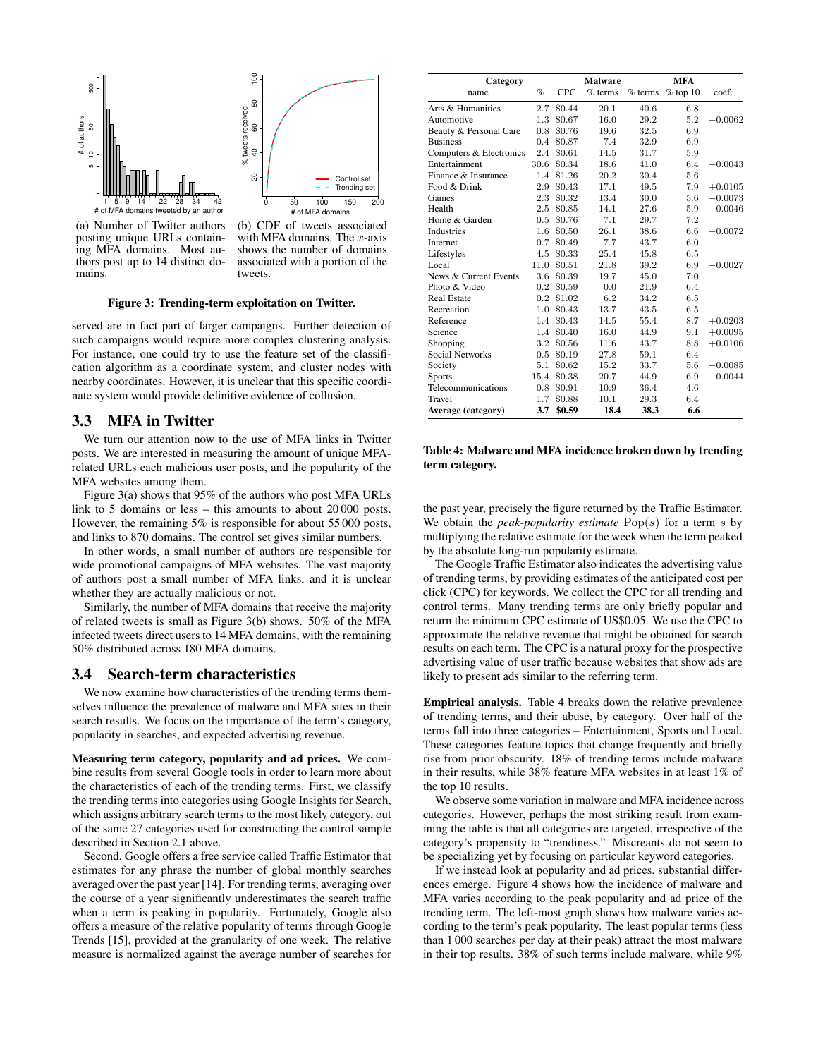(a) Number of Twitter authors posting unique URLs containing MFA domains. Most authors post up to 14 distinct domains.

(b) CDF of tweets associated with MFA domains. The $x$-axis shows the number of domains associated with a portion of the tweets.

**Figure 3: Trending-term exploitation on Twitter.**

served are in fact part of larger campaigns. Further detection of such campaigns would require more complex clustering analysis. For instance, one could try to use the feature set of the classification algorithm as a coordinate system, and cluster nodes with nearby coordinates. However, it is unclear that this specific coordinate system would provide definitive evidence of collusion.

## 3.3 MFA in Twitter

We turn our attention now to the use of MFA links in Twitter posts. We are interested in measuring the amount of unique MFA-related URLs each malicious user posts, and the popularity of the MFA websites among them.

Figure 3(a) shows that 95% of the authors who post MFA URLs link to 5 domains or less – this amounts to about 20 000 posts. However, the remaining 5% is responsible for about 55 000 posts, and links to 870 domains. The control set gives similar numbers.

In other words, a small number of authors are responsible for wide promotional campaigns of MFA websites. The vast majority of authors post a small number of MFA links, and it is unclear whether they are actually malicious or not.

Similarly, the number of MFA domains that receive the majority of related tweets is small as Figure 3(b) shows. 50% of the MFA infected tweets direct users to 14 MFA domains, with the remaining 50% distributed across 180 MFA domains.

## 3.4 Search-term characteristics

We now examine how characteristics of the trending terms themselves influence the prevalence of malware and MFA sites in their search results. We focus on the importance of the term's category, popularity in searches, and expected advertising revenue.

**Measuring term category, popularity and ad prices.** We combine results from several Google tools in order to learn more about the characteristics of each of the trending terms. First, we classify the trending terms into categories using Google Insights for Search, which assigns arbitrary search terms to the most likely category, out of the same 27 categories used for constructing the control sample described in Section 2.1 above.

Second, Google offers a free service called Traffic Estimator that estimates for any phrase the number of global monthly searches averaged over the past year [14]. For trending terms, averaging over the course of a year significantly underestimates the search traffic when a term is peaking in popularity. Fortunately, Google also offers a measure of the relative popularity of terms through Google Trends [15], provided at the granularity of one week. The relative measure is normalized against the average number of searches for

| Category | | | Malware | MFA | | |
|---|---|---|---|---|---|---|
| name | % | CPC | % terms | % terms | % top 10 | coef. |
| Arts & Humanities | 2.7 | \$0.44 | 20.1 | 40.6 | 6.8 | |
| Automotive | 1.3 | \$0.67 | 16.0 | 29.2 | 5.2 | −0.0062 |
| Beauty & Personal Care | 0.8 | \$0.76 | 19.6 | 32.5 | 6.9 | |
| Business | 0.4 | \$0.87 | 7.4 | 32.9 | 6.9 | |
| Computers & Electronics | 2.4 | \$0.61 | 14.5 | 31.7 | 5.9 | |
| Entertainment | 30.6 | \$0.34 | 18.6 | 41.0 | 6.4 | −0.0043 |
| Finance & Insurance | 1.4 | \$1.26 | 20.2 | 30.4 | 5.6 | |
| Food & Drink | 2.9 | \$0.43 | 17.1 | 49.5 | 7.9 | +0.0105 |
| Games | 2.3 | \$0.32 | 13.4 | 30.0 | 5.6 | −0.0073 |
| Health | 2.5 | \$0.85 | 14.1 | 27.6 | 5.9 | −0.0046 |
| Home & Garden | 0.5 | \$0.76 | 7.1 | 29.7 | 7.2 | |
| Industries | 1.6 | \$0.50 | 26.1 | 38.6 | 6.6 | −0.0072 |
| Internet | 0.7 | \$0.49 | 7.7 | 43.7 | 6.0 | |
| Lifestyles | 4.5 | \$0.33 | 25.4 | 45.8 | 6.5 | |
| Local | 11.0 | \$0.51 | 21.8 | 39.2 | 6.9 | −0.0027 |
| News & Current Events | 3.6 | \$0.39 | 19.7 | 45.0 | 7.0 | |
| Photo & Video | 0.2 | \$0.59 | 0.0 | 21.9 | 6.4 | |
| Real Estate | 0.2 | \$1.02 | 6.2 | 34.2 | 6.5 | |
| Recreation | 1.0 | \$0.43 | 13.7 | 43.5 | 6.5 | |
| Reference | 1.4 | \$0.43 | 14.5 | 55.4 | 8.7 | +0.0203 |
| Science | 1.4 | \$0.40 | 16.0 | 44.9 | 9.1 | +0.0095 |
| Shopping | 3.2 | \$0.56 | 11.6 | 43.7 | 8.8 | +0.0106 |
| Social Networks | 0.5 | \$0.19 | 27.8 | 59.1 | 6.4 | |
| Society | 5.1 | \$0.62 | 15.2 | 33.7 | 5.6 | −0.0085 |
| Sports | 15.4 | \$0.38 | 20.7 | 44.9 | 6.9 | −0.0044 |
| Telecommunications | 0.8 | \$0.91 | 10.9 | 36.4 | 4.6 | |
| Travel | 1.7 | \$0.88 | 10.1 | 29.3 | 6.4 | |
| **Average (category)** | **3.7** | **\$0.59** | **18.4** | **38.3** | **6.6** | |

**Table 4: Malware and MFA incidence broken down by trending term category.**

the past year, precisely the figure returned by the Traffic Estimator. We obtain the *peak-popularity estimate* $\text{Pop}(s)$ for a term $s$ by multiplying the relative estimate for the week when the term peaked by the absolute long-run popularity estimate.

The Google Traffic Estimator also indicates the advertising value of trending terms, by providing estimates of the anticipated cost per click (CPC) for keywords. We collect the CPC for all trending and control terms. Many trending terms are only briefly popular and return the minimum CPC estimate of US\$0.05. We use the CPC to approximate the relative revenue that might be obtained for search results on each term. The CPC is a natural proxy for the prospective advertising value of user traffic because websites that show ads are likely to present ads similar to the referring term.

**Empirical analysis.** Table 4 breaks down the relative prevalence of trending terms, and their abuse, by category. Over half of the terms fall into three categories – Entertainment, Sports and Local. These categories feature topics that change frequently and briefly rise from prior obscurity. 18% of trending terms include malware in their results, while 38% feature MFA websites in at least 1% of the top 10 results.

We observe some variation in malware and MFA incidence across categories. However, perhaps the most striking result from examining the table is that all categories are targeted, irrespective of the category's propensity to "trendiness." Miscreants do not seem to be specializing yet by focusing on particular keyword categories.

If we instead look at popularity and ad prices, substantial differences emerge. Figure 4 shows how the incidence of malware and MFA varies according to the peak popularity and ad price of the trending term. The left-most graph shows how malware varies according to the term's peak popularity. The least popular terms (less than 1 000 searches per day at their peak) attract the most malware in their top results. 38% of such terms include malware, while 9%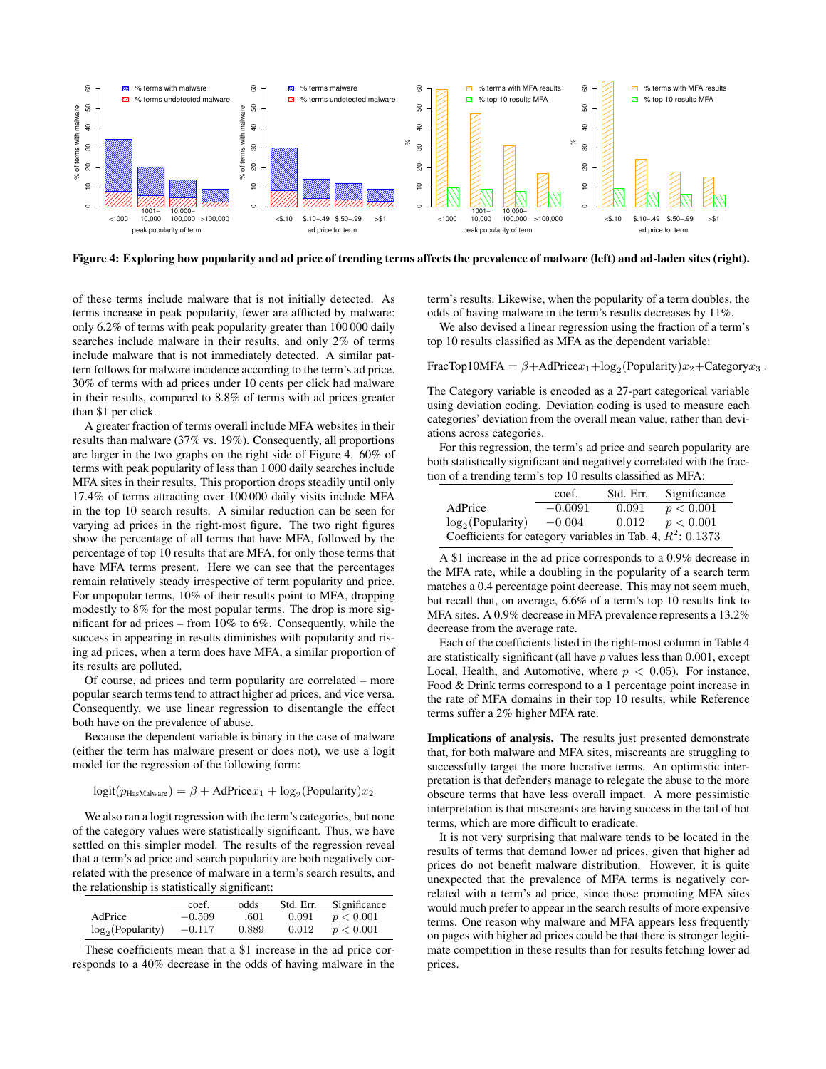**Figure 4: Exploring how popularity and ad price of trending terms affects the prevalence of malware (left) and ad-laden sites (right).**

of these terms include malware that is not initially detected. As terms increase in peak popularity, fewer are afflicted by malware: only 6.2% of terms with peak popularity greater than 100 000 daily searches include malware in their results, and only 2% of terms include malware that is not immediately detected. A similar pattern follows for malware incidence according to the term's ad price. 30% of terms with ad prices under 10 cents per click had malware in their results, compared to 8.8% of terms with ad prices greater than $1 per click.

A greater fraction of terms overall include MFA websites in their results than malware (37% vs. 19%). Consequently, all proportions are larger in the two graphs on the right side of Figure 4. 60% of terms with peak popularity of less than 1 000 daily searches include MFA sites in their results. This proportion drops steadily until only 17.4% of terms attracting over 100 000 daily visits include MFA in the top 10 search results. A similar reduction can be seen for varying ad prices in the right-most figure. The two right figures show the percentage of all terms that have MFA, followed by the percentage of top 10 results that are MFA, for only those terms that have MFA terms present. Here we can see that the percentages remain relatively steady irrespective of term popularity and price. For unpopular terms, 10% of their results point to MFA, dropping modestly to 8% for the most popular terms. The drop is more significant for ad prices – from 10% to 6%. Consequently, while the success in appearing in results diminishes with popularity and rising ad prices, when a term does have MFA, a similar proportion of its results are polluted.

Of course, ad prices and term popularity are correlated – more popular search terms tend to attract higher ad prices, and vice versa. Consequently, we use linear regression to disentangle the effect both have on the prevalence of abuse.

Because the dependent variable is binary in the case of malware (either the term has malware present or does not), we use a logit model for the regression of the following form:

$$\text{logit}(p_{\text{HasMalware}}) = \beta + \text{AdPrice}x_1 + \log_2(\text{Popularity})x_2$$

We also ran a logit regression with the term's categories, but none of the category values were statistically significant. Thus, we have settled on this simpler model. The results of the regression reveal that a term's ad price and search popularity are both negatively correlated with the presence of malware in a term's search results, and the relationship is statistically significant:

| | coef. | odds | Std. Err. | Significance |
|---|---|---|---|---|
| AdPrice | $-0.509$ | .601 | 0.091 | $p < 0.001$ |
| $\log_2$(Popularity) | $-0.117$ | 0.889 | 0.012 | $p < 0.001$ |

These coefficients mean that a $1 increase in the ad price corresponds to a 40% decrease in the odds of having malware in the term's results. Likewise, when the popularity of a term doubles, the odds of having malware in the term's results decreases by 11%.

We also devised a linear regression using the fraction of a term's top 10 results classified as MFA as the dependent variable:

$$\text{FracTop10MFA} = \beta + \text{AdPrice}x_1 + \log_2(\text{Popularity})x_2 + \text{Category}x_3 \,.$$

The Category variable is encoded as a 27-part categorical variable using deviation coding. Deviation coding is used to measure each categories' deviation from the overall mean value, rather than deviations across categories.

For this regression, the term's ad price and search popularity are both statistically significant and negatively correlated with the fraction of a trending term's top 10 results classified as MFA:

| | coef. | Std. Err. | Significance |
|---|---|---|---|
| AdPrice | $-0.0091$ | 0.091 | $p < 0.001$ |
| $\log_2$(Popularity) | $-0.004$ | 0.012 | $p < 0.001$ |
| Coefficients for category variables in Tab. 4, $R^2$: 0.1373 | | | |

A $1 increase in the ad price corresponds to a 0.9% decrease in the MFA rate, while a doubling in the popularity of a search term matches a 0.4 percentage point decrease. This may not seem much, but recall that, on average, 6.6% of a term's top 10 results link to MFA sites. A 0.9% decrease in MFA prevalence represents a 13.2% decrease from the average rate.

Each of the coefficients listed in the right-most column in Table 4 are statistically significant (all have $p$ values less than 0.001, except Local, Health, and Automotive, where $p < 0.05$). For instance, Food & Drink terms correspond to a 1 percentage point increase in the rate of MFA domains in their top 10 results, while Reference terms suffer a 2% higher MFA rate.

**Implications of analysis.** The results just presented demonstrate that, for both malware and MFA sites, miscreants are struggling to successfully target the more lucrative terms. An optimistic interpretation is that defenders manage to relegate the abuse to the more obscure terms that have less overall impact. A more pessimistic interpretation is that miscreants are having success in the tail of hot terms, which are more difficult to eradicate.

It is not very surprising that malware tends to be located in the results of terms that demand lower ad prices, given that higher ad prices do not benefit malware distribution. However, it is quite unexpected that the prevalence of MFA terms is negatively correlated with a term's ad price, since those promoting MFA sites would much prefer to appear in the search results of more expensive terms. One reason why malware and MFA appears less frequently on pages with higher ad prices could be that there is stronger legitimate competition in these results than for results fetching lower ad prices.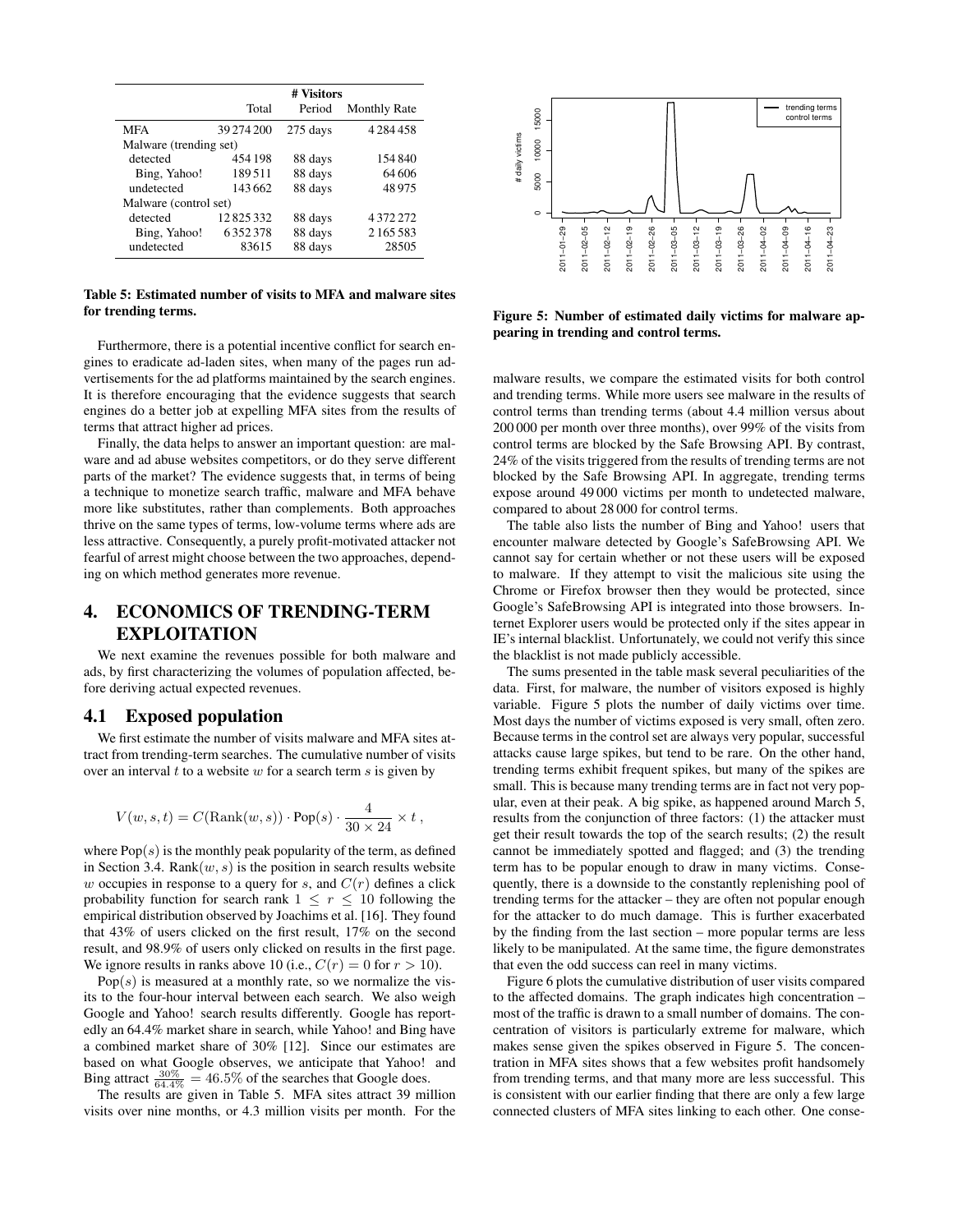|  | # Visitors |  |  |
| --- | --- | --- | --- |
|  | Total | Period | Monthly Rate |
| MFA | 39 274 200 | 275 days | 4 284 458 |
| Malware (trending set) |  |  |  |
| detected | 454 198 | 88 days | 154 840 |
| Bing, Yahoo! | 189 511 | 88 days | 64 606 |
| undetected | 143 662 | 88 days | 48 975 |
| Malware (control set) |  |  |  |
| detected | 12 825 332 | 88 days | 4 372 272 |
| Bing, Yahoo! | 6 352 378 | 88 days | 2 165 583 |
| undetected | 83615 | 88 days | 28505 |

**Table 5: Estimated number of visits to MFA and malware sites for trending terms.**

Furthermore, there is a potential incentive conflict for search engines to eradicate ad-laden sites, when many of the pages run advertisements for the ad platforms maintained by the search engines. It is therefore encouraging that the evidence suggests that search engines do a better job at expelling MFA sites from the results of terms that attract higher ad prices.

Finally, the data helps to answer an important question: are malware and ad abuse websites competitors, or do they serve different parts of the market? The evidence suggests that, in terms of being a technique to monetize search traffic, malware and MFA behave more like substitutes, rather than complements. Both approaches thrive on the same types of terms, low-volume terms where ads are less attractive. Consequently, a purely profit-motivated attacker not fearful of arrest might choose between the two approaches, depending on which method generates more revenue.

# 4. ECONOMICS OF TRENDING-TERM EXPLOITATION

We next examine the revenues possible for both malware and ads, by first characterizing the volumes of population affected, before deriving actual expected revenues.

## 4.1 Exposed population

We first estimate the number of visits malware and MFA sites attract from trending-term searches. The cumulative number of visits over an interval $t$ to a website $w$ for a search term $s$ is given by

$$V(w, s, t) = C(\text{Rank}(w, s)) \cdot \text{Pop}(s) \cdot \frac{4}{30 \times 24} \times t\,,$$

where $\text{Pop}(s)$ is the monthly peak popularity of the term, as defined in Section 3.4. $\text{Rank}(w, s)$ is the position in search results website $w$ occupies in response to a query for $s$, and $C(r)$ defines a click probability function for search rank $1 \leq r \leq 10$ following the empirical distribution observed by Joachims et al. [16]. They found that 43% of users clicked on the first result, 17% on the second result, and 98.9% of users only clicked on results in the first page. We ignore results in ranks above 10 (i.e., $C(r) = 0$ for $r > 10$).

$\text{Pop}(s)$ is measured at a monthly rate, so we normalize the visits to the four-hour interval between each search. We also weigh Google and Yahoo! search results differently. Google has reportedly an 64.4% market share in search, while Yahoo! and Bing have a combined market share of 30% [12]. Since our estimates are based on what Google observes, we anticipate that Yahoo! and Bing attract $\frac{30\%}{64.4\%} = 46.5\%$ of the searches that Google does.

The results are given in Table 5. MFA sites attract 39 million visits over nine months, or 4.3 million visits per month. For the malware results, we compare the estimated visits for both control and trending terms. While more users see malware in the results of control terms than trending terms (about 4.4 million versus about 200 000 per month over three months), over 99% of the visits from control terms are blocked by the Safe Browsing API. By contrast, 24% of the visits triggered from the results of trending terms are not blocked by the Safe Browsing API. In aggregate, trending terms expose around 49 000 victims per month to undetected malware, compared to about 28 000 for control terms.

**Figure 5: Number of estimated daily victims for malware appearing in trending and control terms.**

The table also lists the number of Bing and Yahoo! users that encounter malware detected by Google's SafeBrowsing API. We cannot say for certain whether or not these users will be exposed to malware. If they attempt to visit the malicious site using the Chrome or Firefox browser then they would be protected, since Google's SafeBrowsing API is integrated into those browsers. Internet Explorer users would be protected only if the sites appear in IE's internal blacklist. Unfortunately, we could not verify this since the blacklist is not made publicly accessible.

The sums presented in the table mask several peculiarities of the data. First, for malware, the number of visitors exposed is highly variable. Figure 5 plots the number of daily victims over time. Most days the number of victims exposed is very small, often zero. Because terms in the control set are always very popular, successful attacks cause large spikes, but tend to be rare. On the other hand, trending terms exhibit frequent spikes, but many of the spikes are small. This is because many trending terms are in fact not very popular, even at their peak. A big spike, as happened around March 5, results from the conjunction of three factors: (1) the attacker must get their result towards the top of the search results; (2) the result cannot be immediately spotted and flagged; and (3) the trending term has to be popular enough to draw in many victims. Consequently, there is a downside to the constantly replenishing pool of trending terms for the attacker – they are often not popular enough for the attacker to do much damage. This is further exacerbated by the finding from the last section – more popular terms are less likely to be manipulated. At the same time, the figure demonstrates that even the odd success can reel in many victims.

Figure 6 plots the cumulative distribution of user visits compared to the affected domains. The graph indicates high concentration – most of the traffic is drawn to a small number of domains. The concentration of visitors is particularly extreme for malware, which makes sense given the spikes observed in Figure 5. The concentration in MFA sites shows that a few websites profit handsomely from trending terms, and that many more are less successful. This is consistent with our earlier finding that there are only a few large connected clusters of MFA sites linking to each other. One conse-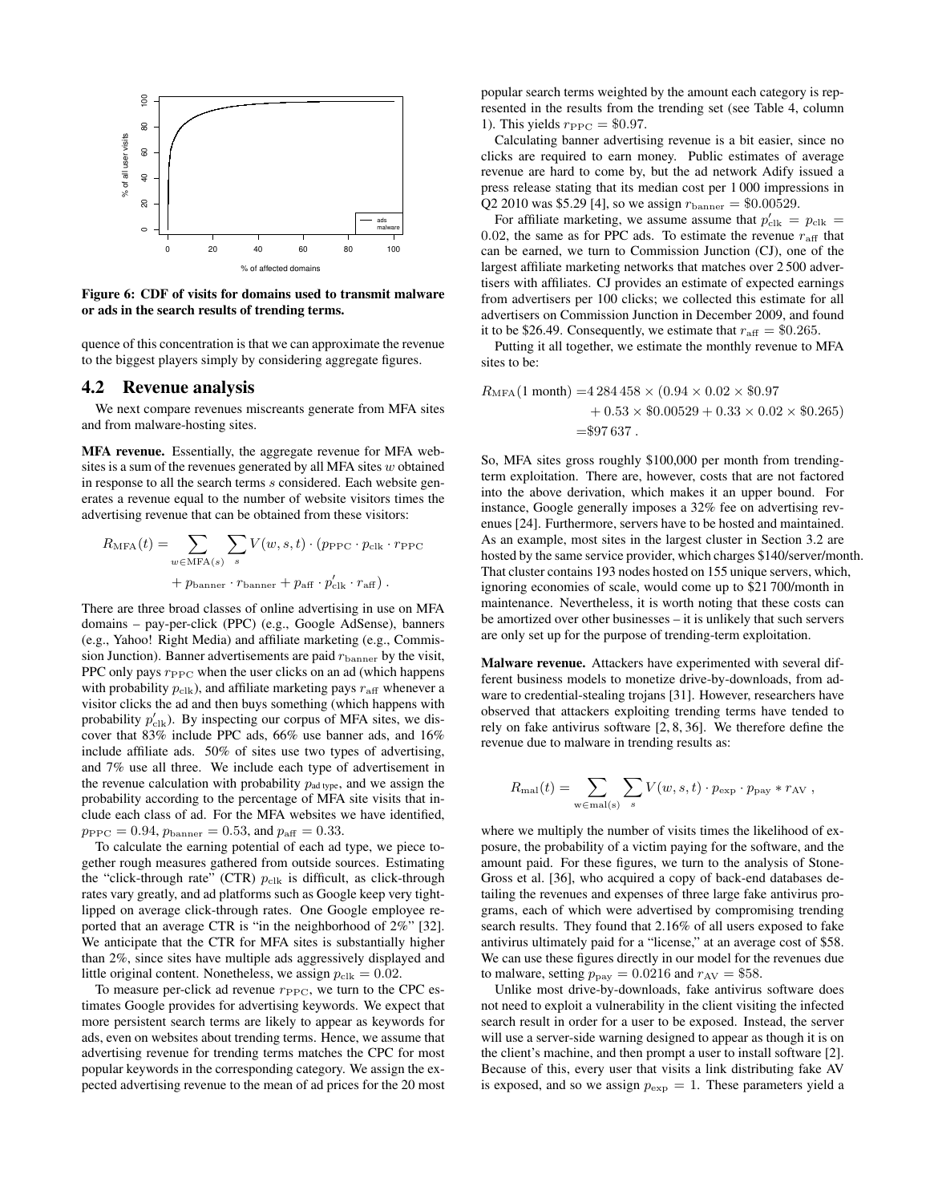Figure 6: CDF of visits for domains used to transmit malware or ads in the search results of trending terms.

quence of this concentration is that we can approximate the revenue to the biggest players simply by considering aggregate figures.

## 4.2 Revenue analysis

We next compare revenues miscreants generate from MFA sites and from malware-hosting sites.

**MFA revenue.** Essentially, the aggregate revenue for MFA websites is a sum of the revenues generated by all MFA sites $w$ obtained in response to all the search terms $s$ considered. Each website generates a revenue equal to the number of website visitors times the advertising revenue that can be obtained from these visitors:

$$R_{\mathrm{MFA}}(t) = \sum_{w \in \mathrm{MFA}(s)} \sum_{s} V(w,s,t) \cdot (p_{\mathrm{PPC}} \cdot p_{\mathrm{clk}} \cdot r_{\mathrm{PPC}} + p_{\mathrm{banner}} \cdot r_{\mathrm{banner}} + p_{\mathrm{aff}} \cdot p'_{\mathrm{clk}} \cdot r_{\mathrm{aff}}) .$$

There are three broad classes of online advertising in use on MFA domains – pay-per-click (PPC) (e.g., Google AdSense), banners (e.g., Yahoo! Right Media) and affiliate marketing (e.g., Commission Junction). Banner advertisements are paid $r_{\mathrm{banner}}$ by the visit, PPC only pays $r_{\mathrm{PPC}}$ when the user clicks on an ad (which happens with probability $p_{\mathrm{clk}}$), and affiliate marketing pays $r_{\mathrm{aff}}$ whenever a visitor clicks the ad and then buys something (which happens with probability $p'_{\mathrm{clk}}$). By inspecting our corpus of MFA sites, we discover that 83% include PPC ads, 66% use banner ads, and 16% include affiliate ads. 50% of sites use two types of advertising, and 7% use all three. We include each type of advertisement in the revenue calculation with probability $p_{\text{ad type}}$, and we assign the probability according to the percentage of MFA site visits that include each class of ad. For the MFA websites we have identified, $p_{\mathrm{PPC}} = 0.94$, $p_{\mathrm{banner}} = 0.53$, and $p_{\mathrm{aff}} = 0.33$.

To calculate the earning potential of each ad type, we piece together rough measures gathered from outside sources. Estimating the "click-through rate" (CTR) $p_{\mathrm{clk}}$ is difficult, as click-through rates vary greatly, and ad platforms such as Google keep very tight-lipped on average click-through rates. One Google employee reported that an average CTR is "in the neighborhood of 2%" [32]. We anticipate that the CTR for MFA sites is substantially higher than 2%, since sites have multiple ads aggressively displayed and little original content. Nonetheless, we assign $p_{\mathrm{clk}} = 0.02$.

To measure per-click ad revenue $r_{\mathrm{PPC}}$, we turn to the CPC estimates Google provides for advertising keywords. We expect that more persistent search terms are likely to appear as keywords for ads, even on websites about trending terms. Hence, we assume that advertising revenue for trending terms matches the CPC for most popular keywords in the corresponding category. We assign the expected advertising revenue to the mean of ad prices for the 20 most popular search terms weighted by the amount each category is represented in the results from the trending set (see Table 4, column 1). This yields $r_{\mathrm{PPC}} = \$0.97$.

Calculating banner advertising revenue is a bit easier, since no clicks are required to earn money. Public estimates of average revenue are hard to come by, but the ad network Adify issued a press release stating that its median cost per 1 000 impressions in Q2 2010 was \$5.29 [4], so we assign $r_{\mathrm{banner}} = \$0.00529$.

For affiliate marketing, we assume assume that $p'_{\mathrm{clk}} = p_{\mathrm{clk}} = 0.02$, the same as for PPC ads. To estimate the revenue $r_{\mathrm{aff}}$ that can be earned, we turn to Commission Junction (CJ), one of the largest affiliate marketing networks that matches over 2 500 advertisers with affiliates. CJ provides an estimate of expected earnings from advertisers per 100 clicks; we collected this estimate for all advertisers on Commission Junction in December 2009, and found it to be \$26.49. Consequently, we estimate that $r_{\mathrm{aff}} = \$0.265$.

Putting it all together, we estimate the monthly revenue to MFA sites to be:

$$\begin{aligned} R_{\mathrm{MFA}}(1\text{ month}) = &4\,284\,458 \times (0.94 \times 0.02 \times \$0.97 \\ &+ 0.53 \times \$0.00529 + 0.33 \times 0.02 \times \$0.265) \\ = &\$97\,637 . \end{aligned}$$

So, MFA sites gross roughly \$100,000 per month from trending-term exploitation. There are, however, costs that are not factored into the above derivation, which makes it an upper bound. For instance, Google generally imposes a 32% fee on advertising revenues [24]. Furthermore, servers have to be hosted and maintained. As an example, most sites in the largest cluster in Section 3.2 are hosted by the same service provider, which charges \$140/server/month. That cluster contains 193 nodes hosted on 155 unique servers, which, ignoring economies of scale, would come up to \$21 700/month in maintenance. Nevertheless, it is worth noting that these costs can be amortized over other businesses – it is unlikely that such servers are only set up for the purpose of trending-term exploitation.

**Malware revenue.** Attackers have experimented with several different business models to monetize drive-by-downloads, from adware to credential-stealing trojans [31]. However, researchers have observed that attackers exploiting trending terms have tended to rely on fake antivirus software [2, 8, 36]. We therefore define the revenue due to malware in trending results as:

$$R_{\mathrm{mal}}(t) = \sum_{\mathrm{w} \in \mathrm{mal(s)}} \sum_{s} V(w,s,t) \cdot p_{\mathrm{exp}} \cdot p_{\mathrm{pay}} * r_{\mathrm{AV}} ,$$

where we multiply the number of visits times the likelihood of exposure, the probability of a victim paying for the software, and the amount paid. For these figures, we turn to the analysis of Stone-Gross et al. [36], who acquired a copy of back-end databases detailing the revenues and expenses of three large fake antivirus programs, each of which were advertised by compromising trending search results. They found that 2.16% of all users exposed to fake antivirus ultimately paid for a "license," at an average cost of \$58. We can use these figures directly in our model for the revenues due to malware, setting $p_{\mathrm{pay}} = 0.0216$ and $r_{\mathrm{AV}} = \$58$.

Unlike most drive-by-downloads, fake antivirus software does not need to exploit a vulnerability in the client visiting the infected search result in order for a user to be exposed. Instead, the server will use a server-side warning designed to appear as though it is on the client's machine, and then prompt a user to install software [2]. Because of this, every user that visits a link distributing fake AV is exposed, and so we assign $p_{\mathrm{exp}} = 1$. These parameters yield a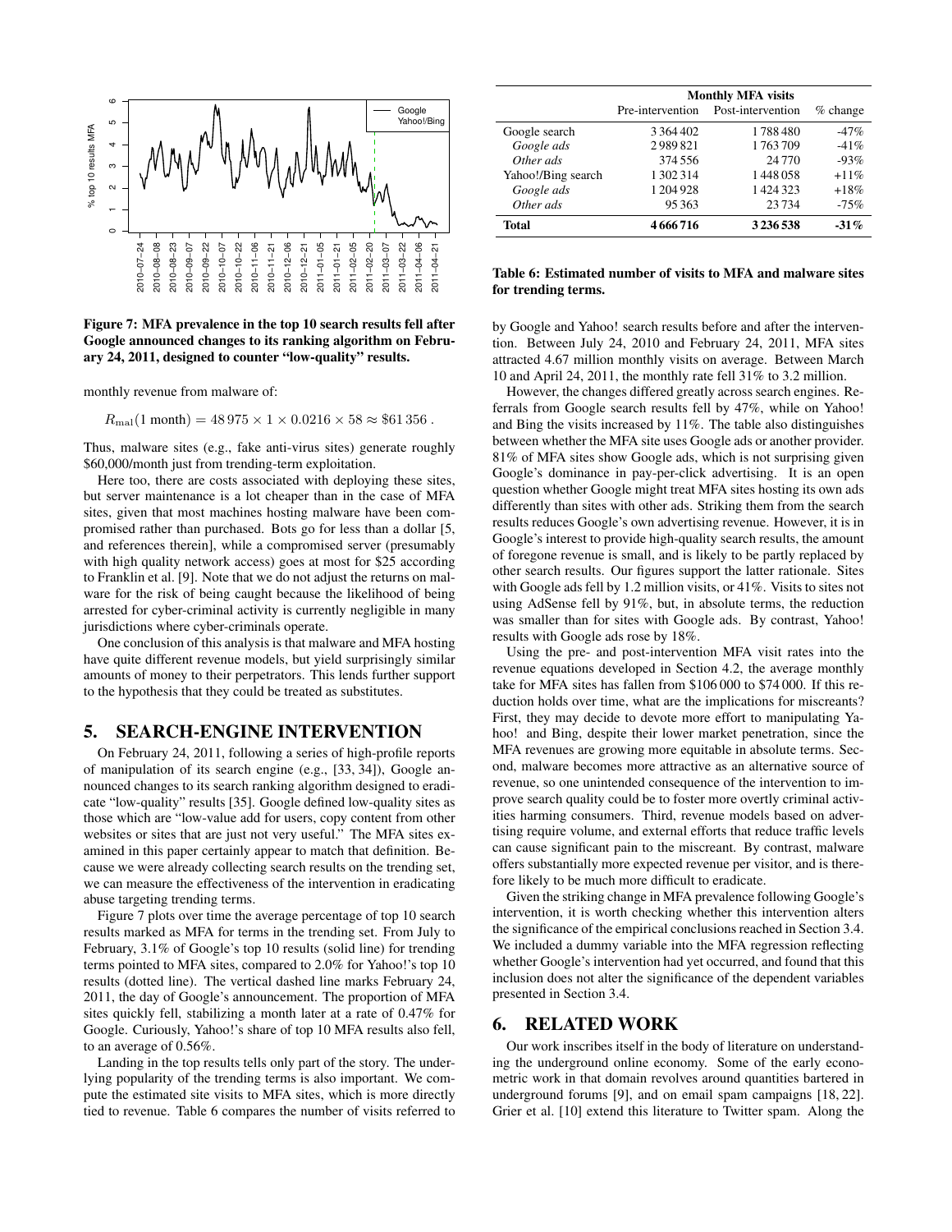Figure 7: MFA prevalence in the top 10 search results fell after Google announced changes to its ranking algorithm on February 24, 2011, designed to counter "low-quality" results.

monthly revenue from malware of:

$$R_{\text{mal}}(1 \text{ month}) = 48\,975 \times 1 \times 0.0216 \times 58 \approx \$61\,356\,.$$

Thus, malware sites (e.g., fake anti-virus sites) generate roughly \$60,000/month just from trending-term exploitation.

Here too, there are costs associated with deploying these sites, but server maintenance is a lot cheaper than in the case of MFA sites, given that most machines hosting malware have been compromised rather than purchased. Bots go for less than a dollar [5, and references therein], while a compromised server (presumably with high quality network access) goes at most for \$25 according to Franklin et al. [9]. Note that we do not adjust the returns on malware for the risk of being caught because the likelihood of being arrested for cyber-criminal activity is currently negligible in many jurisdictions where cyber-criminals operate.

One conclusion of this analysis is that malware and MFA hosting have quite different revenue models, but yield surprisingly similar amounts of money to their perpetrators. This lends further support to the hypothesis that they could be treated as substitutes.

## 5. SEARCH-ENGINE INTERVENTION

On February 24, 2011, following a series of high-profile reports of manipulation of its search engine (e.g., [33, 34]), Google announced changes to its search ranking algorithm designed to eradicate "low-quality" results [35]. Google defined low-quality sites as those which are "low-value add for users, copy content from other websites or sites that are just not very useful." The MFA sites examined in this paper certainly appear to match that definition. Because we were already collecting search results on the trending set, we can measure the effectiveness of the intervention in eradicating abuse targeting trending terms.

Figure 7 plots over time the average percentage of top 10 search results marked as MFA for terms in the trending set. From July to February, 3.1% of Google's top 10 results (solid line) for trending terms pointed to MFA sites, compared to 2.0% for Yahoo!'s top 10 results (dotted line). The vertical dashed line marks February 24, 2011, the day of Google's announcement. The proportion of MFA sites quickly fell, stabilizing a month later at a rate of 0.47% for Google. Curiously, Yahoo!'s share of top 10 MFA results also fell, to an average of 0.56%.

Landing in the top results tells only part of the story. The underlying popularity of the trending terms is also important. We compute the estimated site visits to MFA sites, which is more directly tied to revenue. Table 6 compares the number of visits referred to by Google and Yahoo! search results before and after the intervention. Between July 24, 2010 and February 24, 2011, MFA sites attracted 4.67 million monthly visits on average. Between March 10 and April 24, 2011, the monthly rate fell 31% to 3.2 million.

| | Monthly MFA visits | | |
|---|---|---|---|
| | Pre-intervention | Post-intervention | % change |
| Google search | 3 364 402 | 1 788 480 | -47% |
| *Google ads* | 2 989 821 | 1 763 709 | -41% |
| *Other ads* | 374 556 | 24 770 | -93% |
| Yahoo!/Bing search | 1 302 314 | 1 448 058 | +11% |
| *Google ads* | 1 204 928 | 1 424 323 | +18% |
| *Other ads* | 95 363 | 23 734 | -75% |
| **Total** | **4 666 716** | **3 236 538** | **-31%** |

**Table 6: Estimated number of visits to MFA and malware sites for trending terms.**

However, the changes differed greatly across search engines. Referrals from Google search results fell by 47%, while on Yahoo! and Bing the visits increased by 11%. The table also distinguishes between whether the MFA site uses Google ads or another provider. 81% of MFA sites show Google ads, which is not surprising given Google's dominance in pay-per-click advertising. It is an open question whether Google might treat MFA sites hosting its own ads differently than sites with other ads. Striking them from the search results reduces Google's own advertising revenue. However, it is in Google's interest to provide high-quality search results, the amount of foregone revenue is small, and is likely to be partly replaced by other search results. Our figures support the latter rationale. Sites with Google ads fell by 1.2 million visits, or 41%. Visits to sites not using AdSense fell by 91%, but, in absolute terms, the reduction was smaller than for sites with Google ads. By contrast, Yahoo! results with Google ads rose by 18%.

Using the pre- and post-intervention MFA visit rates into the revenue equations developed in Section 4.2, the average monthly take for MFA sites has fallen from \$106 000 to \$74 000. If this reduction holds over time, what are the implications for miscreants? First, they may decide to devote more effort to manipulating Yahoo! and Bing, despite their lower market penetration, since the MFA revenues are growing more equitable in absolute terms. Second, malware becomes more attractive as an alternative source of revenue, so one unintended consequence of the intervention to improve search quality could be to foster more overtly criminal activities harming consumers. Third, revenue models based on advertising require volume, and external efforts that reduce traffic levels can cause significant pain to the miscreant. By contrast, malware offers substantially more expected revenue per visitor, and is therefore likely to be much more difficult to eradicate.

Given the striking change in MFA prevalence following Google's intervention, it is worth checking whether this intervention alters the significance of the empirical conclusions reached in Section 3.4. We included a dummy variable into the MFA regression reflecting whether Google's intervention had yet occurred, and found that this inclusion does not alter the significance of the dependent variables presented in Section 3.4.

## 6. RELATED WORK

Our work inscribes itself in the body of literature on understanding the underground online economy. Some of the early econometric work in that domain revolves around quantities bartered in underground forums [9], and on email spam campaigns [18, 22]. Grier et al. [10] extend this literature to Twitter spam. Along the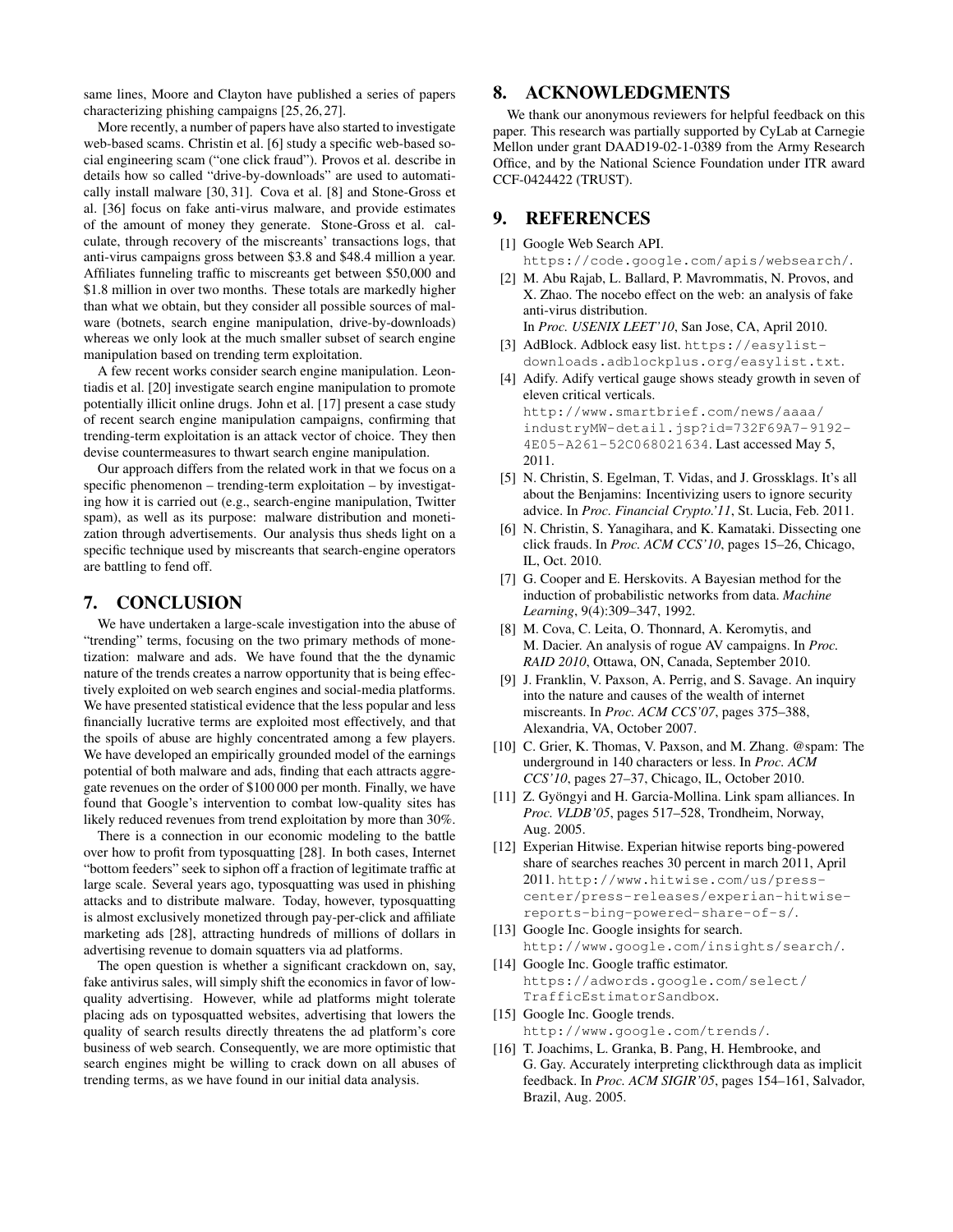same lines, Moore and Clayton have published a series of papers characterizing phishing campaigns [25, 26, 27].

More recently, a number of papers have also started to investigate web-based scams. Christin et al. [6] study a specific web-based social engineering scam ("one click fraud"). Provos et al. describe in details how so called "drive-by-downloads" are used to automatically install malware [30, 31]. Cova et al. [8] and Stone-Gross et al. [36] focus on fake anti-virus malware, and provide estimates of the amount of money they generate. Stone-Gross et al. calculate, through recovery of the miscreants' transactions logs, that anti-virus campaigns gross between \$3.8 and \$48.4 million a year. Affiliates funneling traffic to miscreants get between \$50,000 and \$1.8 million in over two months. These totals are markedly higher than what we obtain, but they consider all possible sources of malware (botnets, search engine manipulation, drive-by-downloads) whereas we only look at the much smaller subset of search engine manipulation based on trending term exploitation.

A few recent works consider search engine manipulation. Leontiadis et al. [20] investigate search engine manipulation to promote potentially illicit online drugs. John et al. [17] present a case study of recent search engine manipulation campaigns, confirming that trending-term exploitation is an attack vector of choice. They then devise countermeasures to thwart search engine manipulation.

Our approach differs from the related work in that we focus on a specific phenomenon – trending-term exploitation – by investigating how it is carried out (e.g., search-engine manipulation, Twitter spam), as well as its purpose: malware distribution and monetization through advertisements. Our analysis thus sheds light on a specific technique used by miscreants that search-engine operators are battling to fend off.

## 7. CONCLUSION

We have undertaken a large-scale investigation into the abuse of "trending" terms, focusing on the two primary methods of monetization: malware and ads. We have found that the the dynamic nature of the trends creates a narrow opportunity that is being effectively exploited on web search engines and social-media platforms. We have presented statistical evidence that the less popular and less financially lucrative terms are exploited most effectively, and that the spoils of abuse are highly concentrated among a few players. We have developed an empirically grounded model of the earnings potential of both malware and ads, finding that each attracts aggregate revenues on the order of \$100 000 per month. Finally, we have found that Google's intervention to combat low-quality sites has likely reduced revenues from trend exploitation by more than 30%.

There is a connection in our economic modeling to the battle over how to profit from typosquatting [28]. In both cases, Internet "bottom feeders" seek to siphon off a fraction of legitimate traffic at large scale. Several years ago, typosquatting was used in phishing attacks and to distribute malware. Today, however, typosquatting is almost exclusively monetized through pay-per-click and affiliate marketing ads [28], attracting hundreds of millions of dollars in advertising revenue to domain squatters via ad platforms.

The open question is whether a significant crackdown on, say, fake antivirus sales, will simply shift the economics in favor of low-quality advertising. However, while ad platforms might tolerate placing ads on typosquatted websites, advertising that lowers the quality of search results directly threatens the ad platform's core business of web search. Consequently, we are more optimistic that search engines might be willing to crack down on all abuses of trending terms, as we have found in our initial data analysis.

## 8. ACKNOWLEDGMENTS

We thank our anonymous reviewers for helpful feedback on this paper. This research was partially supported by CyLab at Carnegie Mellon under grant DAAD19-02-1-0389 from the Army Research Office, and by the National Science Foundation under ITR award CCF-0424422 (TRUST).

## 9. REFERENCES

[1] Google Web Search API. https://code.google.com/apis/websearch/.

[2] M. Abu Rajab, L. Ballard, P. Mavrommatis, N. Provos, and X. Zhao. The nocebo effect on the web: an analysis of fake anti-virus distribution. In *Proc. USENIX LEET'10*, San Jose, CA, April 2010.

[3] AdBlock. Adblock easy list. https://easylist-downloads.adblockplus.org/easylist.txt.

[4] Adify. Adify vertical gauge shows steady growth in seven of eleven critical verticals. http://www.smartbrief.com/news/aaaa/industryMW-detail.jsp?id=732F69A7-9192-4E05-A261-52C068021634. Last accessed May 5, 2011.

[5] N. Christin, S. Egelman, T. Vidas, and J. Grossklags. It's all about the Benjamins: Incentivizing users to ignore security advice. In *Proc. Financial Crypto.'11*, St. Lucia, Feb. 2011.

[6] N. Christin, S. Yanagihara, and K. Kamataki. Dissecting one click frauds. In *Proc. ACM CCS'10*, pages 15–26, Chicago, IL, Oct. 2010.

[7] G. Cooper and E. Herskovits. A Bayesian method for the induction of probabilistic networks from data. *Machine Learning*, 9(4):309–347, 1992.

[8] M. Cova, C. Leita, O. Thonnard, A. Keromytis, and M. Dacier. An analysis of rogue AV campaigns. In *Proc. RAID 2010*, Ottawa, ON, Canada, September 2010.

[9] J. Franklin, V. Paxson, A. Perrig, and S. Savage. An inquiry into the nature and causes of the wealth of internet miscreants. In *Proc. ACM CCS'07*, pages 375–388, Alexandria, VA, October 2007.

[10] C. Grier, K. Thomas, V. Paxson, and M. Zhang. @spam: The underground in 140 characters or less. In *Proc. ACM CCS'10*, pages 27–37, Chicago, IL, October 2010.

[11] Z. Gyöngyi and H. Garcia-Mollina. Link spam alliances. In *Proc. VLDB'05*, pages 517–528, Trondheim, Norway, Aug. 2005.

[12] Experian Hitwise. Experian hitwise reports bing-powered share of searches reaches 30 percent in march 2011, April 2011. http://www.hitwise.com/us/press-center/press-releases/experian-hitwise-reports-bing-powered-share-of-s/.

[13] Google Inc. Google insights for search. http://www.google.com/insights/search/.

[14] Google Inc. Google traffic estimator. https://adwords.google.com/select/TrafficEstimatorSandbox.

[15] Google Inc. Google trends. http://www.google.com/trends/.

[16] T. Joachims, L. Granka, B. Pang, H. Hembrooke, and G. Gay. Accurately interpreting clickthrough data as implicit feedback. In *Proc. ACM SIGIR'05*, pages 154–161, Salvador, Brazil, Aug. 2005.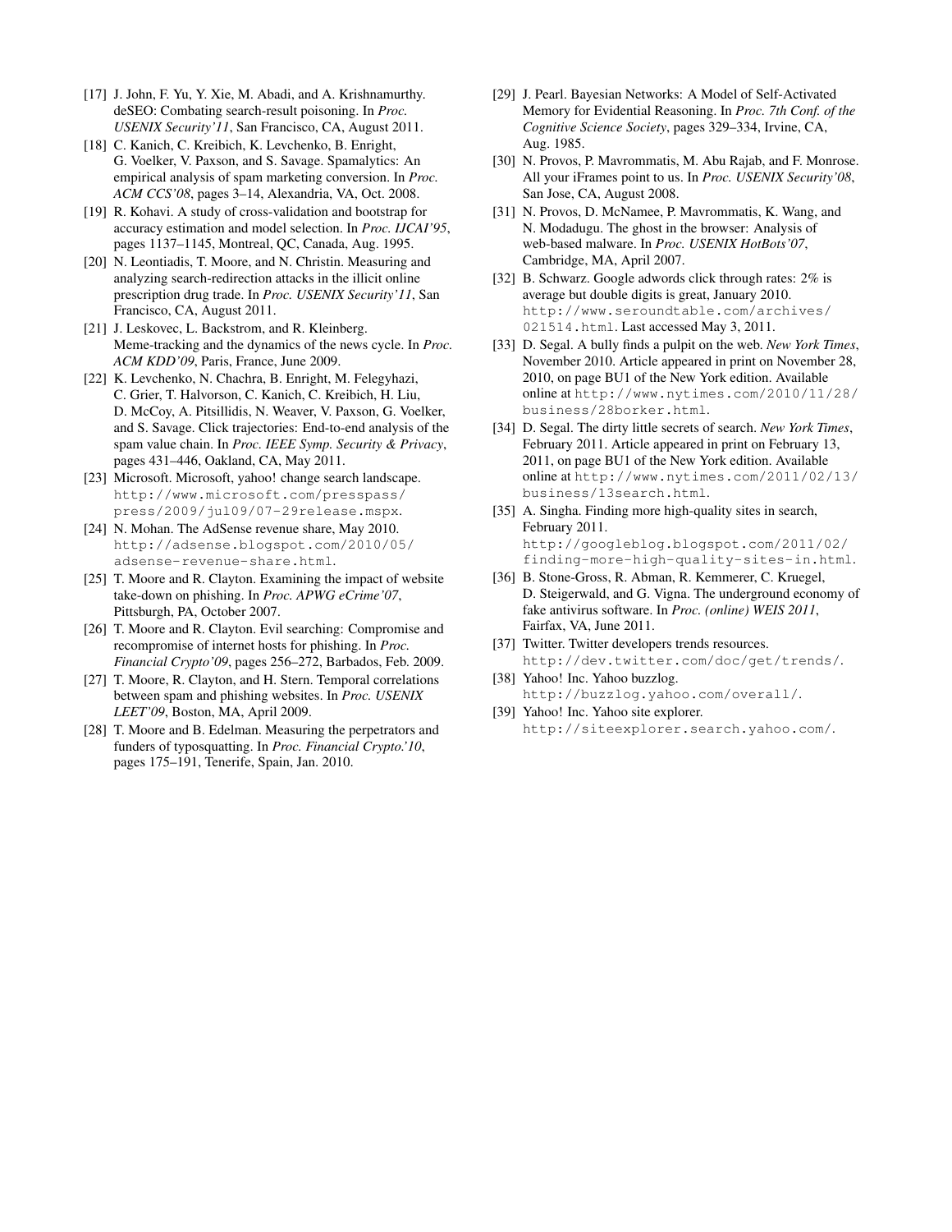[17] J. John, F. Yu, Y. Xie, M. Abadi, and A. Krishnamurthy. deSEO: Combating search-result poisoning. In *Proc. USENIX Security'11*, San Francisco, CA, August 2011.

[18] C. Kanich, C. Kreibich, K. Levchenko, B. Enright, G. Voelker, V. Paxson, and S. Savage. Spamalytics: An empirical analysis of spam marketing conversion. In *Proc. ACM CCS'08*, pages 3–14, Alexandria, VA, Oct. 2008.

[19] R. Kohavi. A study of cross-validation and bootstrap for accuracy estimation and model selection. In *Proc. IJCAI'95*, pages 1137–1145, Montreal, QC, Canada, Aug. 1995.

[20] N. Leontiadis, T. Moore, and N. Christin. Measuring and analyzing search-redirection attacks in the illicit online prescription drug trade. In *Proc. USENIX Security'11*, San Francisco, CA, August 2011.

[21] J. Leskovec, L. Backstrom, and R. Kleinberg. Meme-tracking and the dynamics of the news cycle. In *Proc. ACM KDD'09*, Paris, France, June 2009.

[22] K. Levchenko, N. Chachra, B. Enright, M. Felegyhazi, C. Grier, T. Halvorson, C. Kanich, C. Kreibich, H. Liu, D. McCoy, A. Pitsillidis, N. Weaver, V. Paxson, G. Voelker, and S. Savage. Click trajectories: End-to-end analysis of the spam value chain. In *Proc. IEEE Symp. Security & Privacy*, pages 431–446, Oakland, CA, May 2011.

[23] Microsoft. Microsoft, yahoo! change search landscape. `http://www.microsoft.com/presspass/press/2009/jul09/07-29release.mspx`.

[24] N. Mohan. The AdSense revenue share, May 2010. `http://adsense.blogspot.com/2010/05/adsense-revenue-share.html`.

[25] T. Moore and R. Clayton. Examining the impact of website take-down on phishing. In *Proc. APWG eCrime'07*, Pittsburgh, PA, October 2007.

[26] T. Moore and R. Clayton. Evil searching: Compromise and recompromise of internet hosts for phishing. In *Proc. Financial Crypto'09*, pages 256–272, Barbados, Feb. 2009.

[27] T. Moore, R. Clayton, and H. Stern. Temporal correlations between spam and phishing websites. In *Proc. USENIX LEET'09*, Boston, MA, April 2009.

[28] T. Moore and B. Edelman. Measuring the perpetrators and funders of typosquatting. In *Proc. Financial Crypto.'10*, pages 175–191, Tenerife, Spain, Jan. 2010.

[29] J. Pearl. Bayesian Networks: A Model of Self-Activated Memory for Evidential Reasoning. In *Proc. 7th Conf. of the Cognitive Science Society*, pages 329–334, Irvine, CA, Aug. 1985.

[30] N. Provos, P. Mavrommatis, M. Abu Rajab, and F. Monrose. All your iFrames point to us. In *Proc. USENIX Security'08*, San Jose, CA, August 2008.

[31] N. Provos, D. McNamee, P. Mavrommatis, K. Wang, and N. Modadugu. The ghost in the browser: Analysis of web-based malware. In *Proc. USENIX HotBots'07*, Cambridge, MA, April 2007.

[32] B. Schwarz. Google adwords click through rates: 2% is average but double digits is great, January 2010. `http://www.seroundtable.com/archives/021514.html`. Last accessed May 3, 2011.

[33] D. Segal. A bully finds a pulpit on the web. *New York Times*, November 2010. Article appeared in print on November 28, 2010, on page BU1 of the New York edition. Available online at `http://www.nytimes.com/2010/11/28/business/28borker.html`.

[34] D. Segal. The dirty little secrets of search. *New York Times*, February 2011. Article appeared in print on February 13, 2011, on page BU1 of the New York edition. Available online at `http://www.nytimes.com/2011/02/13/business/13search.html`.

[35] A. Singha. Finding more high-quality sites in search, February 2011. `http://googleblog.blogspot.com/2011/02/finding-more-high-quality-sites-in.html`.

[36] B. Stone-Gross, R. Abman, R. Kemmerer, C. Kruegel, D. Steigerwald, and G. Vigna. The underground economy of fake antivirus software. In *Proc. (online) WEIS 2011*, Fairfax, VA, June 2011.

[37] Twitter. Twitter developers trends resources. `http://dev.twitter.com/doc/get/trends/`.

[38] Yahoo! Inc. Yahoo buzzlog. `http://buzzlog.yahoo.com/overall/`.

[39] Yahoo! Inc. Yahoo site explorer. `http://siteexplorer.search.yahoo.com/`.